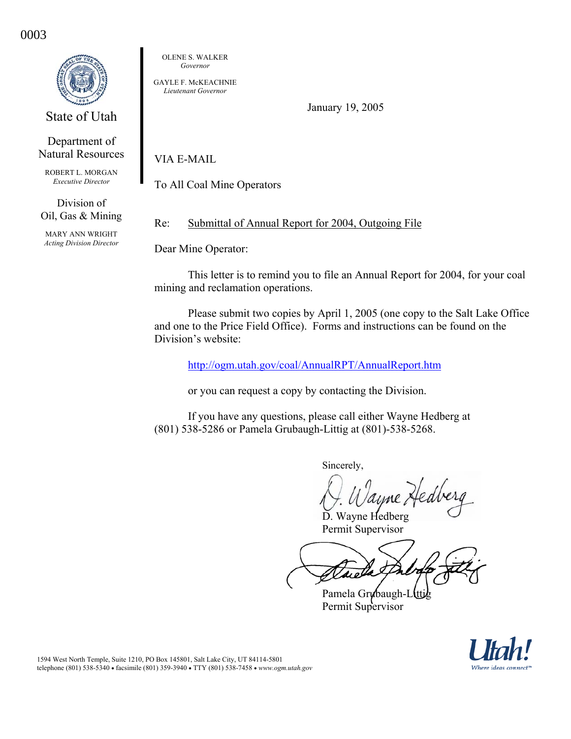0003

State of Utah

Department of Natural Resources

ROBERT L. MORGAN
*Executive Director*

Division of Oil, Gas & Mining

MARY ANN WRIGHT
*Acting Division Director*

OLENE S. WALKER
*Governor*

GAYLE F. McKEACHNIE
*Lieutenant Governor*

January 19, 2005

VIA E-MAIL

To All Coal Mine Operators

Re: Submittal of Annual Report for 2004, Outgoing File

Dear Mine Operator:

This letter is to remind you to file an Annual Report for 2004, for your coal mining and reclamation operations.

Please submit two copies by April 1, 2005 (one copy to the Salt Lake Office and one to the Price Field Office). Forms and instructions can be found on the Division's website:

http://ogm.utah.gov/coal/AnnualRPT/AnnualReport.htm

or you can request a copy by contacting the Division.

If you have any questions, please call either Wayne Hedberg at (801) 538-5286 or Pamela Grubaugh-Littig at (801)-538-5268.

Sincerely,

D. Wayne Hedberg
Permit Supervisor

Pamela Grubaugh-Littig
Permit Supervisor

1594 West North Temple, Suite 1210, PO Box 145801, Salt Lake City, UT 84114-5801
telephone (801) 538-5340 • facsimile (801) 359-3940 • TTY (801) 538-7458 • *www.ogm.utah.gov*

Utah! Where ideas connect™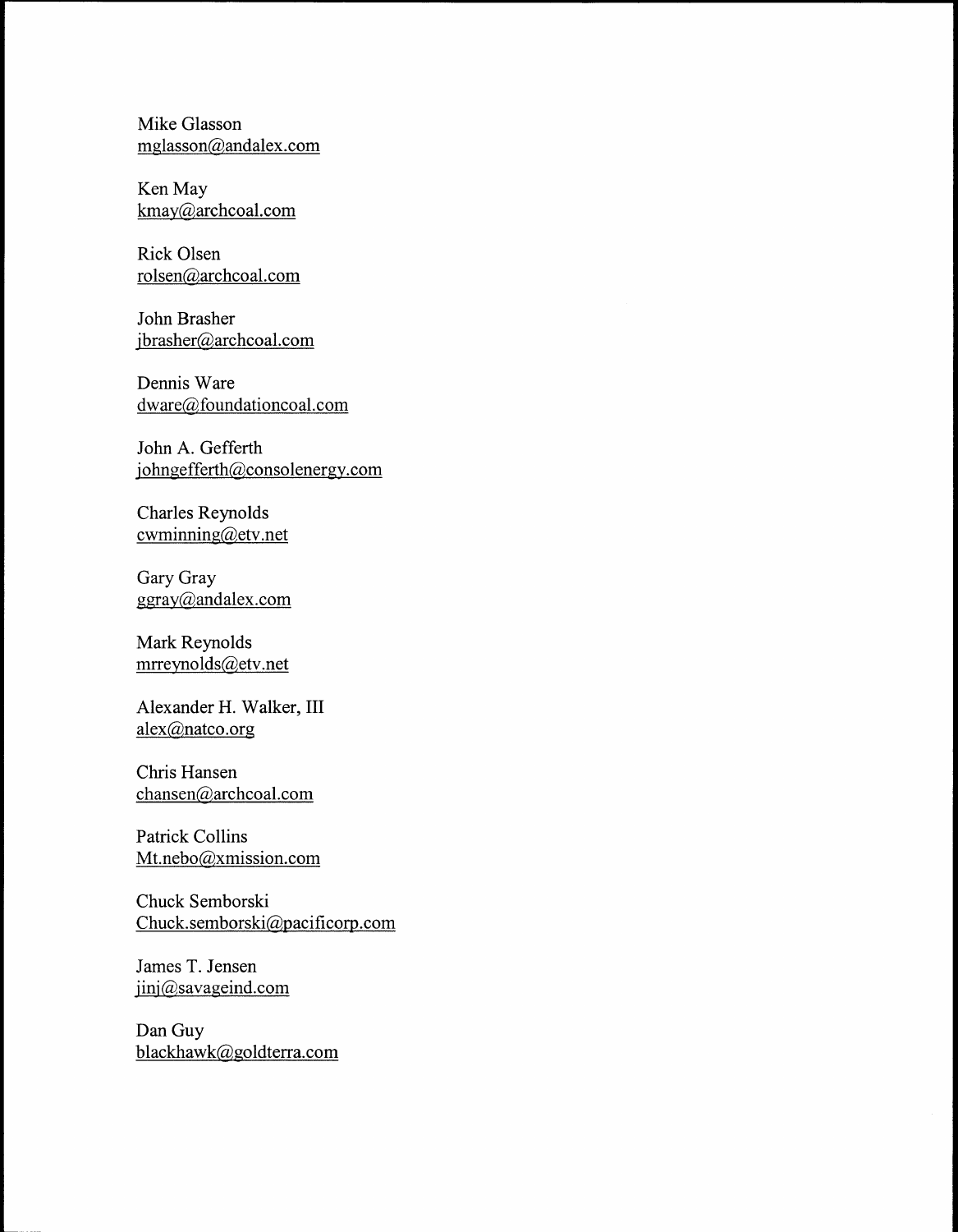Mike Glasson
mglasson@andalex.com

Ken May
kmay@archcoal.com

Rick Olsen
rolsen@archcoal.com

John Brasher
jbrasher@archcoal.com

Dennis Ware
dware@foundationcoal.com

John A. Gefferth
johngefferth@consolenergy.com

Charles Reynolds
cwminning@etv.net

Gary Gray
ggray@andalex.com

Mark Reynolds
mrreynolds@etv.net

Alexander H. Walker, III
alex@natco.org

Chris Hansen
chansen@archcoal.com

Patrick Collins
Mt.nebo@xmission.com

Chuck Semborski
Chuck.semborski@pacificorp.com

James T. Jensen
jinj@savageind.com

Dan Guy
blackhawk@goldterra.com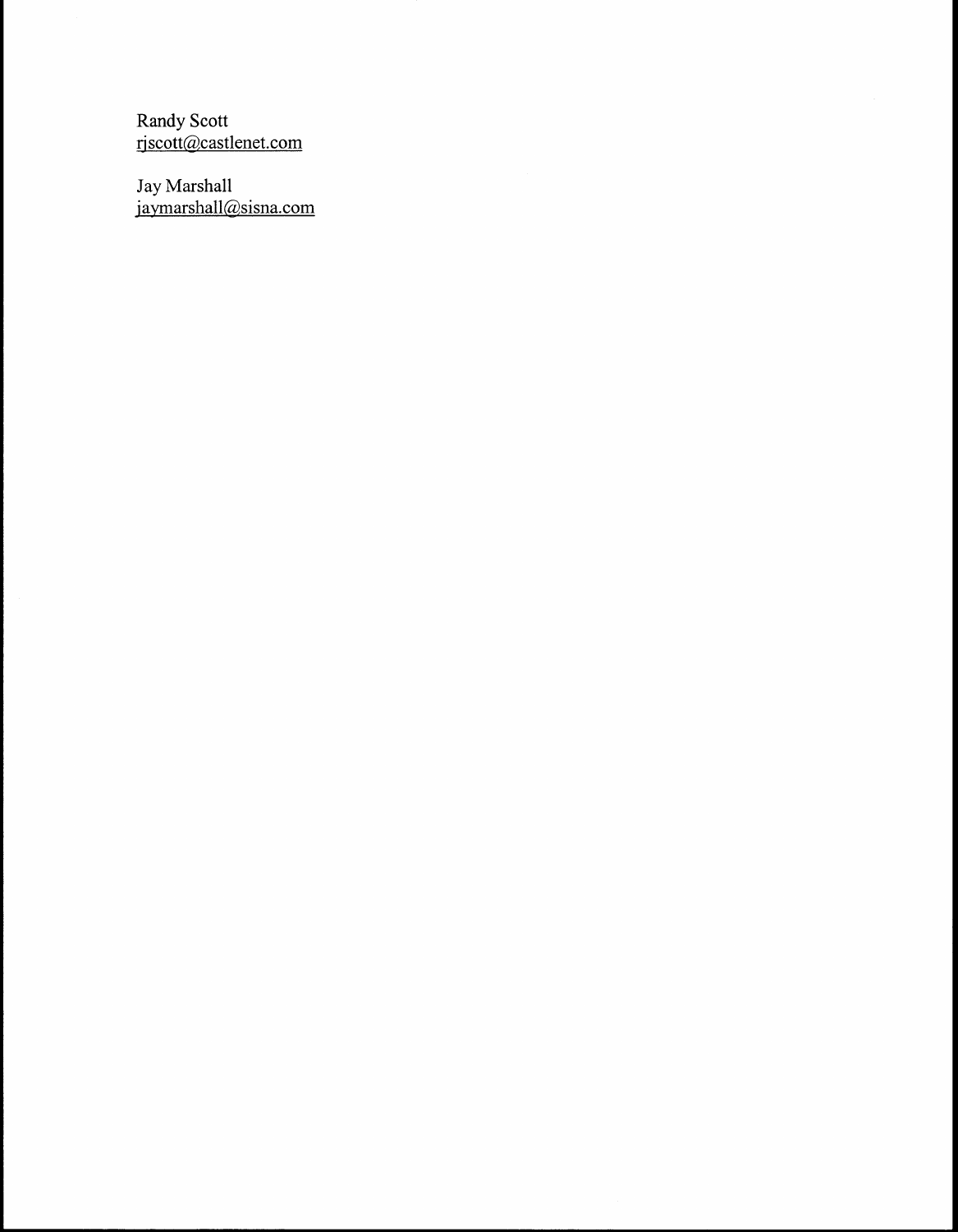Randy Scott
rjscott@castlenet.com

Jay Marshall
jaymarshall@sisna.com